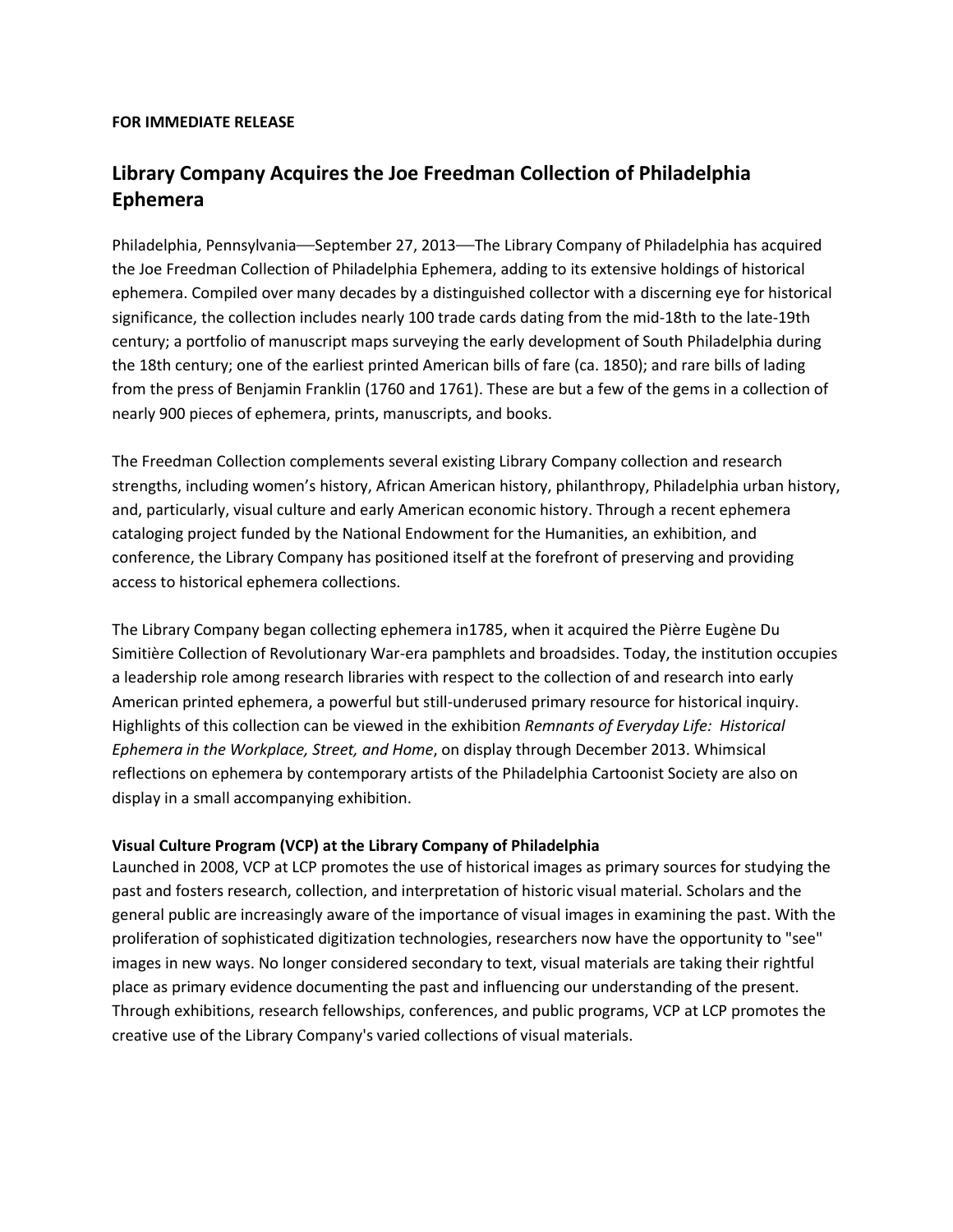**FOR IMMEDIATE RELEASE**

## Library Company Acquires the Joe Freedman Collection of Philadelphia Ephemera

Philadelphia, Pennsylvania—September 27, 2013—The Library Company of Philadelphia has acquired the Joe Freedman Collection of Philadelphia Ephemera, adding to its extensive holdings of historical ephemera. Compiled over many decades by a distinguished collector with a discerning eye for historical significance, the collection includes nearly 100 trade cards dating from the mid-18th to the late-19th century; a portfolio of manuscript maps surveying the early development of South Philadelphia during the 18th century; one of the earliest printed American bills of fare (ca. 1850); and rare bills of lading from the press of Benjamin Franklin (1760 and 1761). These are but a few of the gems in a collection of nearly 900 pieces of ephemera, prints, manuscripts, and books.

The Freedman Collection complements several existing Library Company collection and research strengths, including women's history, African American history, philanthropy, Philadelphia urban history, and, particularly, visual culture and early American economic history. Through a recent ephemera cataloging project funded by the National Endowment for the Humanities, an exhibition, and conference, the Library Company has positioned itself at the forefront of preserving and providing access to historical ephemera collections.

The Library Company began collecting ephemera in1785, when it acquired the Pièrre Eugène Du Simitière Collection of Revolutionary War-era pamphlets and broadsides. Today, the institution occupies a leadership role among research libraries with respect to the collection of and research into early American printed ephemera, a powerful but still-underused primary resource for historical inquiry. Highlights of this collection can be viewed in the exhibition *Remnants of Everyday Life: Historical Ephemera in the Workplace, Street, and Home*, on display through December 2013. Whimsical reflections on ephemera by contemporary artists of the Philadelphia Cartoonist Society are also on display in a small accompanying exhibition.

**Visual Culture Program (VCP) at the Library Company of Philadelphia**

Launched in 2008, VCP at LCP promotes the use of historical images as primary sources for studying the past and fosters research, collection, and interpretation of historic visual material. Scholars and the general public are increasingly aware of the importance of visual images in examining the past. With the proliferation of sophisticated digitization technologies, researchers now have the opportunity to "see" images in new ways. No longer considered secondary to text, visual materials are taking their rightful place as primary evidence documenting the past and influencing our understanding of the present. Through exhibitions, research fellowships, conferences, and public programs, VCP at LCP promotes the creative use of the Library Company's varied collections of visual materials.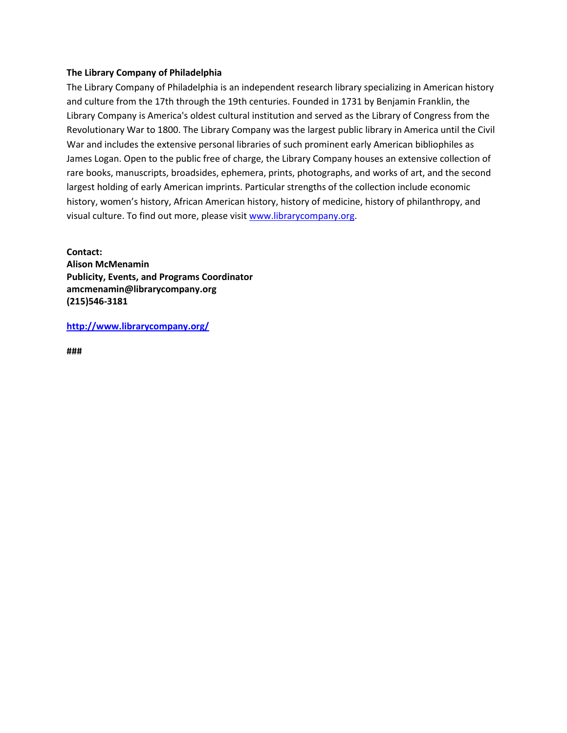**The Library Company of Philadelphia**

The Library Company of Philadelphia is an independent research library specializing in American history and culture from the 17th through the 19th centuries. Founded in 1731 by Benjamin Franklin, the Library Company is America's oldest cultural institution and served as the Library of Congress from the Revolutionary War to 1800. The Library Company was the largest public library in America until the Civil War and includes the extensive personal libraries of such prominent early American bibliophiles as James Logan. Open to the public free of charge, the Library Company houses an extensive collection of rare books, manuscripts, broadsides, ephemera, prints, photographs, and works of art, and the second largest holding of early American imprints. Particular strengths of the collection include economic history, women's history, African American history, history of medicine, history of philanthropy, and visual culture. To find out more, please visit [www.librarycompany.org](http://www.librarycompany.org).

**Contact:**
**Alison McMenamin**
**Publicity, Events, and Programs Coordinator**
**amcmenamin@librarycompany.org**
**(215)546-3181**

**[http://www.librarycompany.org/](http://www.librarycompany.org/)**

**###**